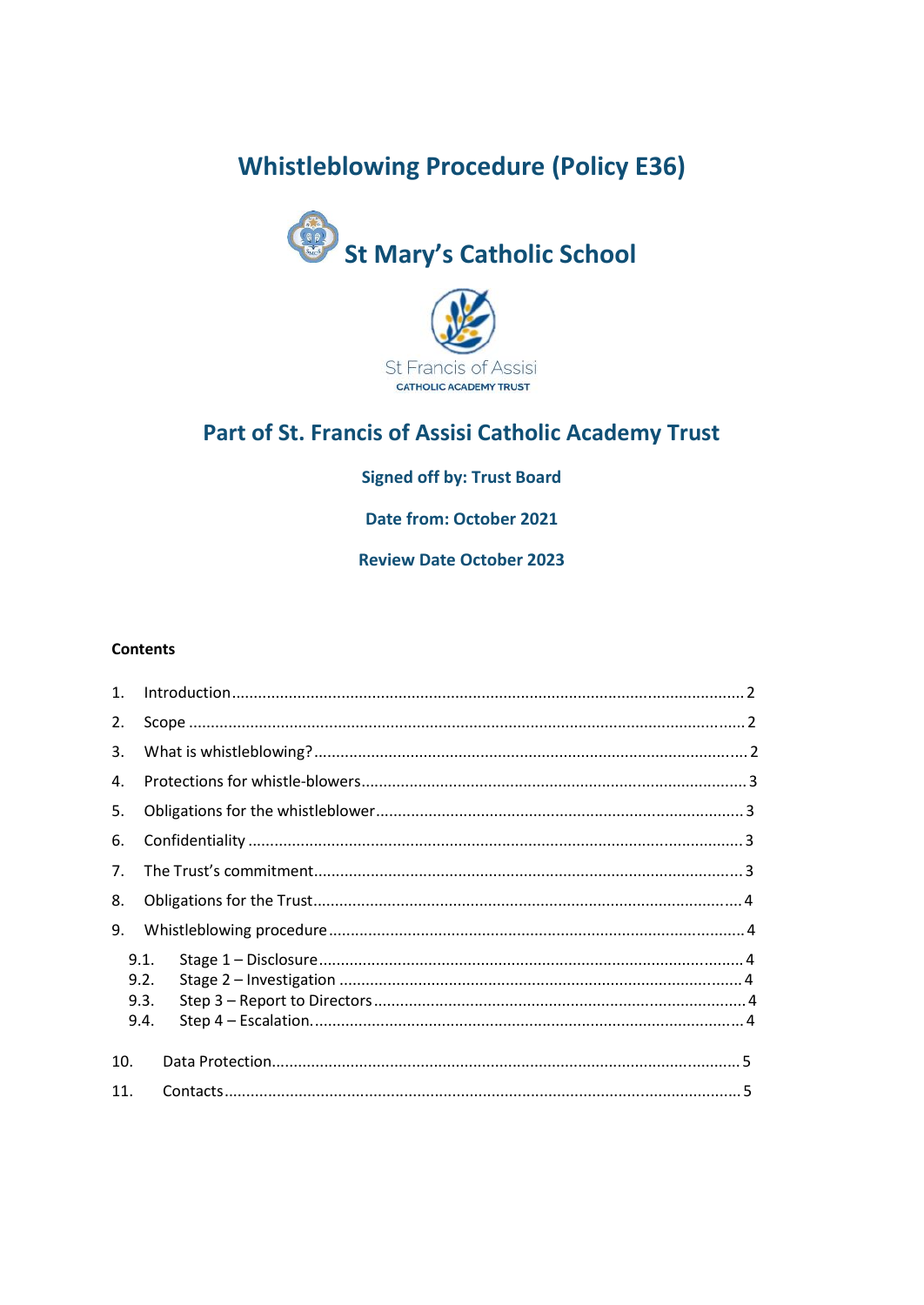# Whistleblowing Procedure (Policy E36)

## St Mary's Catholic School

St Francis of Assisi
CATHOLIC ACADEMY TRUST

## Part of St. Francis of Assisi Catholic Academy Trust

**Signed off by: Trust Board**

**Date from: October 2021**

**Review Date October 2023**

**Contents**

1. Introduction .......... 2
2. Scope .......... 2
3. What is whistleblowing? .......... 2
4. Protections for whistle-blowers .......... 3
5. Obligations for the whistleblower .......... 3
6. Confidentiality .......... 3
7. The Trust's commitment .......... 3
8. Obligations for the Trust .......... 4
9. Whistleblowing procedure .......... 4
   - 9.1. Stage 1 – Disclosure .......... 4
   - 9.2. Stage 2 – Investigation .......... 4
   - 9.3. Step 3 – Report to Directors .......... 4
   - 9.4. Step 4 – Escalation. .......... 4
10. Data Protection .......... 5
11. Contacts .......... 5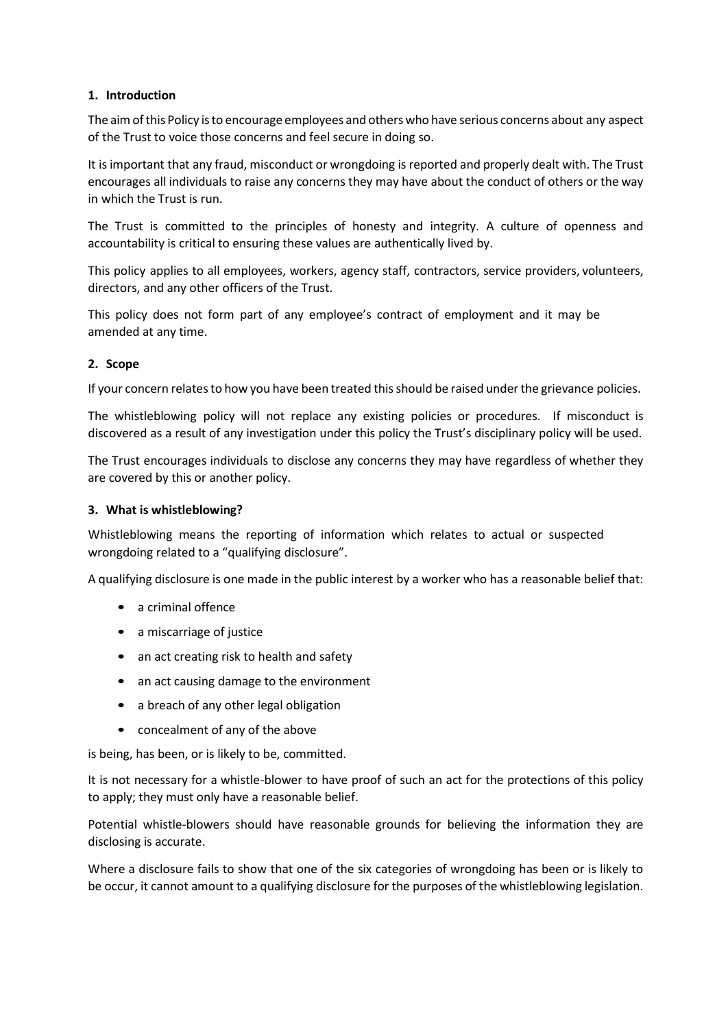## 1. Introduction

The aim of this Policy is to encourage employees and others who have serious concerns about any aspect of the Trust to voice those concerns and feel secure in doing so.

It is important that any fraud, misconduct or wrongdoing is reported and properly dealt with. The Trust encourages all individuals to raise any concerns they may have about the conduct of others or the way in which the Trust is run.

The Trust is committed to the principles of honesty and integrity. A culture of openness and accountability is critical to ensuring these values are authentically lived by.

This policy applies to all employees, workers, agency staff, contractors, service providers, volunteers, directors, and any other officers of the Trust.

This policy does not form part of any employee's contract of employment and it may be amended at any time.

## 2. Scope

If your concern relates to how you have been treated this should be raised under the grievance policies.

The whistleblowing policy will not replace any existing policies or procedures. If misconduct is discovered as a result of any investigation under this policy the Trust's disciplinary policy will be used.

The Trust encourages individuals to disclose any concerns they may have regardless of whether they are covered by this or another policy.

## 3. What is whistleblowing?

Whistleblowing means the reporting of information which relates to actual or suspected wrongdoing related to a "qualifying disclosure".

A qualifying disclosure is one made in the public interest by a worker who has a reasonable belief that:

- a criminal offence
- a miscarriage of justice
- an act creating risk to health and safety
- an act causing damage to the environment
- a breach of any other legal obligation
- concealment of any of the above

is being, has been, or is likely to be, committed.

It is not necessary for a whistle-blower to have proof of such an act for the protections of this policy to apply; they must only have a reasonable belief.

Potential whistle-blowers should have reasonable grounds for believing the information they are disclosing is accurate.

Where a disclosure fails to show that one of the six categories of wrongdoing has been or is likely to be occur, it cannot amount to a qualifying disclosure for the purposes of the whistleblowing legislation.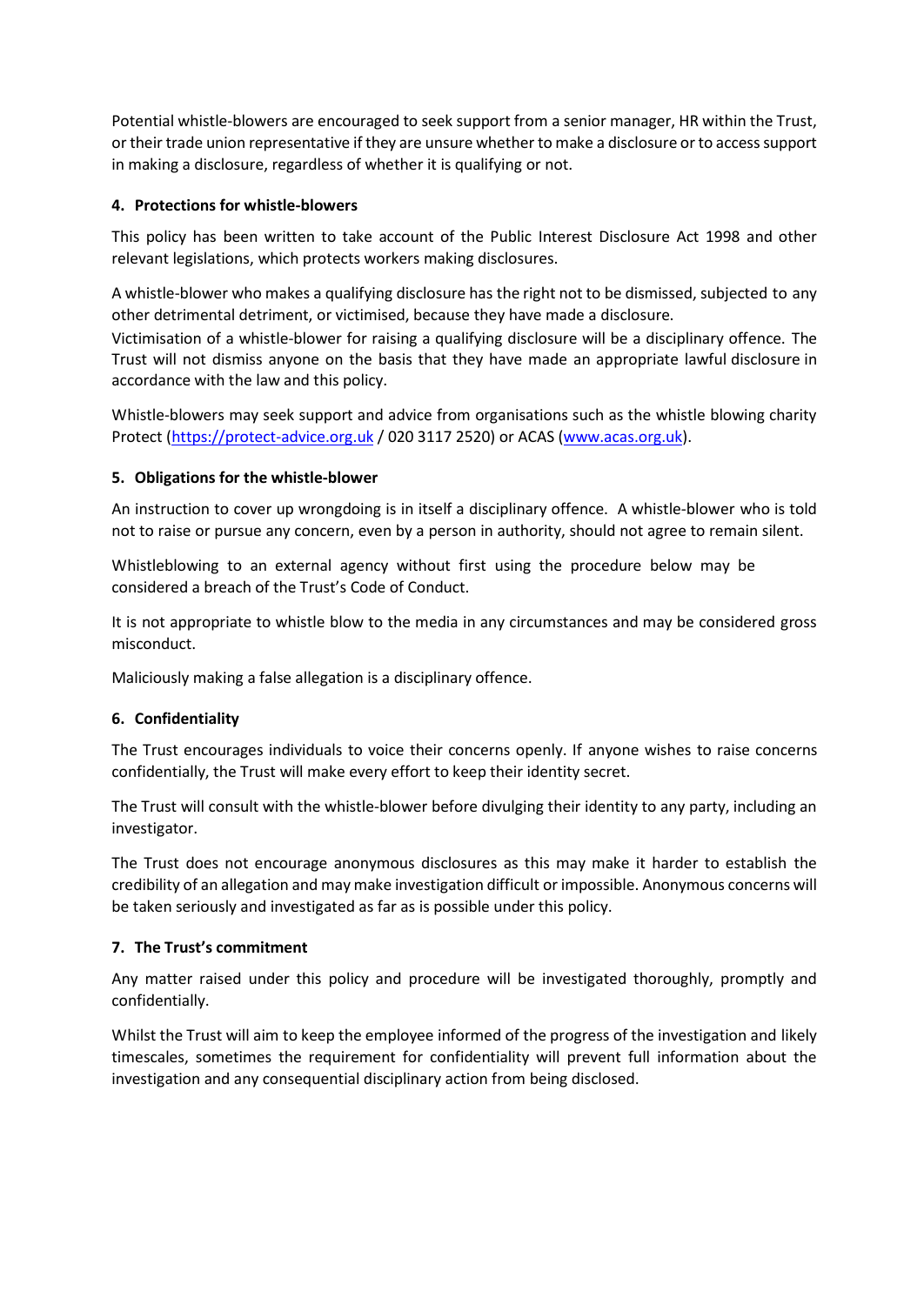Potential whistle-blowers are encouraged to seek support from a senior manager, HR within the Trust, or their trade union representative if they are unsure whether to make a disclosure or to access support in making a disclosure, regardless of whether it is qualifying or not.

## 4. Protections for whistle-blowers

This policy has been written to take account of the Public Interest Disclosure Act 1998 and other relevant legislations, which protects workers making disclosures.

A whistle-blower who makes a qualifying disclosure has the right not to be dismissed, subjected to any other detrimental detriment, or victimised, because they have made a disclosure.

Victimisation of a whistle-blower for raising a qualifying disclosure will be a disciplinary offence. The Trust will not dismiss anyone on the basis that they have made an appropriate lawful disclosure in accordance with the law and this policy.

Whistle-blowers may seek support and advice from organisations such as the whistle blowing charity Protect (https://protect-advice.org.uk / 020 3117 2520) or ACAS (www.acas.org.uk).

## 5. Obligations for the whistle-blower

An instruction to cover up wrongdoing is in itself a disciplinary offence. A whistle-blower who is told not to raise or pursue any concern, even by a person in authority, should not agree to remain silent.

Whistleblowing to an external agency without first using the procedure below may be considered a breach of the Trust's Code of Conduct.

It is not appropriate to whistle blow to the media in any circumstances and may be considered gross misconduct.

Maliciously making a false allegation is a disciplinary offence.

## 6. Confidentiality

The Trust encourages individuals to voice their concerns openly. If anyone wishes to raise concerns confidentially, the Trust will make every effort to keep their identity secret.

The Trust will consult with the whistle-blower before divulging their identity to any party, including an investigator.

The Trust does not encourage anonymous disclosures as this may make it harder to establish the credibility of an allegation and may make investigation difficult or impossible. Anonymous concerns will be taken seriously and investigated as far as is possible under this policy.

## 7. The Trust's commitment

Any matter raised under this policy and procedure will be investigated thoroughly, promptly and confidentially.

Whilst the Trust will aim to keep the employee informed of the progress of the investigation and likely timescales, sometimes the requirement for confidentiality will prevent full information about the investigation and any consequential disciplinary action from being disclosed.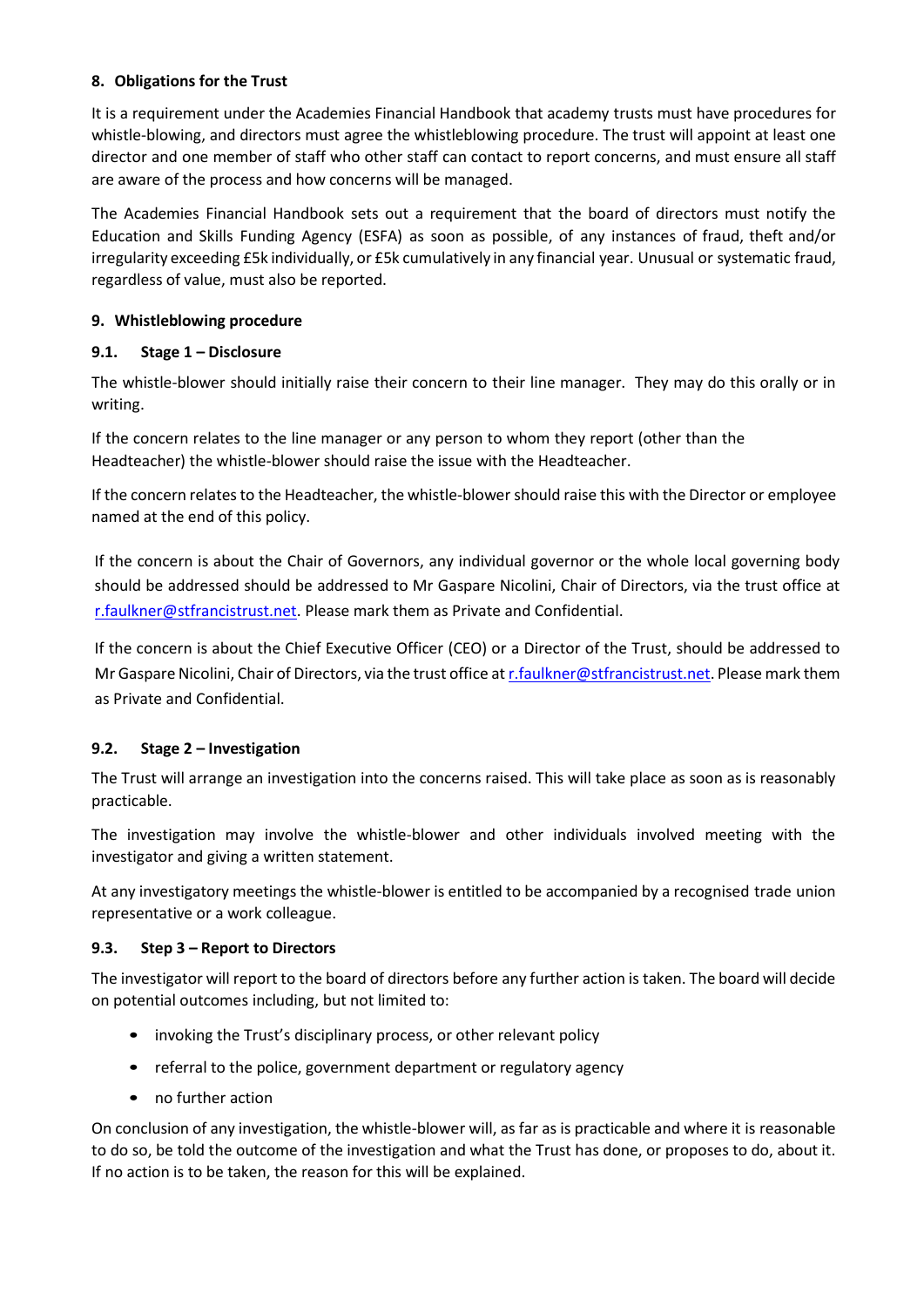## 8. Obligations for the Trust

It is a requirement under the Academies Financial Handbook that academy trusts must have procedures for whistle-blowing, and directors must agree the whistleblowing procedure. The trust will appoint at least one director and one member of staff who other staff can contact to report concerns, and must ensure all staff are aware of the process and how concerns will be managed.

The Academies Financial Handbook sets out a requirement that the board of directors must notify the Education and Skills Funding Agency (ESFA) as soon as possible, of any instances of fraud, theft and/or irregularity exceeding £5k individually, or £5k cumulatively in any financial year. Unusual or systematic fraud, regardless of value, must also be reported.

## 9. Whistleblowing procedure

### 9.1. Stage 1 – Disclosure

The whistle-blower should initially raise their concern to their line manager. They may do this orally or in writing.

If the concern relates to the line manager or any person to whom they report (other than the Headteacher) the whistle-blower should raise the issue with the Headteacher.

If the concern relates to the Headteacher, the whistle-blower should raise this with the Director or employee named at the end of this policy.

If the concern is about the Chair of Governors, any individual governor or the whole local governing body should be addressed should be addressed to Mr Gaspare Nicolini, Chair of Directors, via the trust office at r.faulkner@stfrancistrust.net. Please mark them as Private and Confidential.

If the concern is about the Chief Executive Officer (CEO) or a Director of the Trust, should be addressed to Mr Gaspare Nicolini, Chair of Directors, via the trust office at r.faulkner@stfrancistrust.net. Please mark them as Private and Confidential.

### 9.2. Stage 2 – Investigation

The Trust will arrange an investigation into the concerns raised. This will take place as soon as is reasonably practicable.

The investigation may involve the whistle-blower and other individuals involved meeting with the investigator and giving a written statement.

At any investigatory meetings the whistle-blower is entitled to be accompanied by a recognised trade union representative or a work colleague.

### 9.3. Step 3 – Report to Directors

The investigator will report to the board of directors before any further action is taken. The board will decide on potential outcomes including, but not limited to:

- invoking the Trust's disciplinary process, or other relevant policy
- referral to the police, government department or regulatory agency
- no further action

On conclusion of any investigation, the whistle-blower will, as far as is practicable and where it is reasonable to do so, be told the outcome of the investigation and what the Trust has done, or proposes to do, about it. If no action is to be taken, the reason for this will be explained.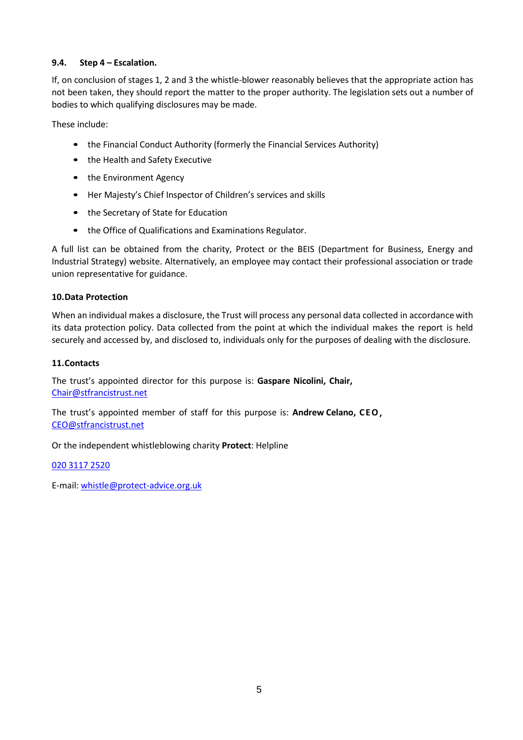### 9.4. Step 4 – Escalation.

If, on conclusion of stages 1, 2 and 3 the whistle-blower reasonably believes that the appropriate action has not been taken, they should report the matter to the proper authority. The legislation sets out a number of bodies to which qualifying disclosures may be made.

These include:

- the Financial Conduct Authority (formerly the Financial Services Authority)
- the Health and Safety Executive
- the Environment Agency
- Her Majesty's Chief Inspector of Children's services and skills
- the Secretary of State for Education
- the Office of Qualifications and Examinations Regulator.

A full list can be obtained from the charity, Protect or the BEIS (Department for Business, Energy and Industrial Strategy) website. Alternatively, an employee may contact their professional association or trade union representative for guidance.

## 10. Data Protection

When an individual makes a disclosure, the Trust will process any personal data collected in accordance with its data protection policy. Data collected from the point at which the individual makes the report is held securely and accessed by, and disclosed to, individuals only for the purposes of dealing with the disclosure.

## 11. Contacts

The trust's appointed director for this purpose is: **Gaspare Nicolini, Chair,** Chair@stfrancistrust.net

The trust's appointed member of staff for this purpose is: **Andrew Celano, CEO,** CEO@stfrancistrust.net

Or the independent whistleblowing charity **Protect**: Helpline

020 3117 2520

E-mail: whistle@protect-advice.org.uk